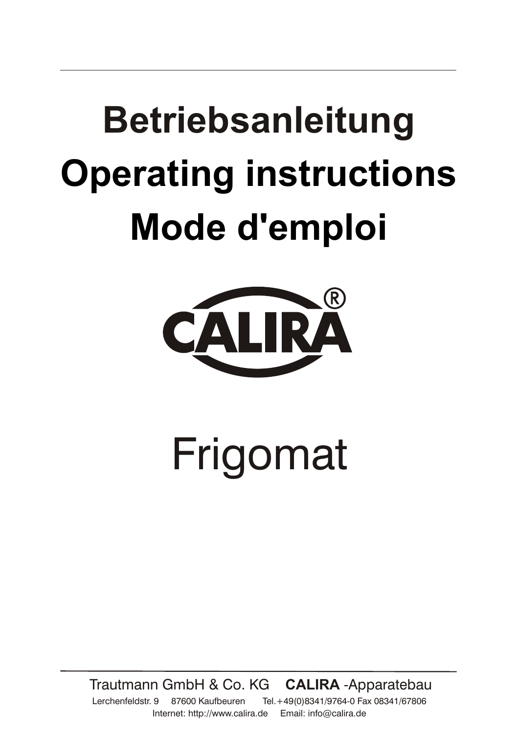# Betriebsanleitung
# Operating instructions
# Mode d'emploi

CALIRA®

Frigomat

Trautmann GmbH & Co. KG **CALIRA** -Apparatebau

Lerchenfeldstr. 9 87600 Kaufbeuren Tel.+49(0)8341/9764-0 Fax 08341/67806

Internet: http://www.calira.de Email: info@calira.de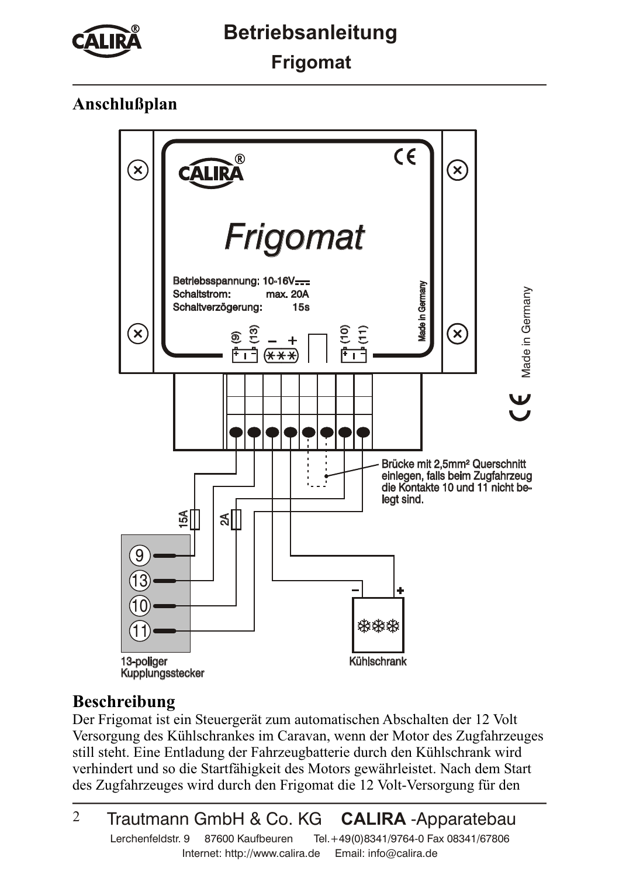# Betriebsanleitung

## Frigomat

### Anschlußplan

CALIRA®

Frigomat

Betriebsspannung: 10-16V
Schaltstrom: max. 20A
Schaltverzögerung: 15s

Made in Germany

(9) (13) – + (10) (11)

Brücke mit 2,5mm² Querschnitt einlegen, falls beim Zugfahrzeug die Kontakte 10 und 11 nicht belegt sind.

15A

2A

9
13
10
11

13-poliger Kupplungsstecker

Kühlschrank

Made in Germany

### Beschreibung

Der Frigomat ist ein Steuergerät zum automatischen Abschalten der 12 Volt Versorgung des Kühlschrankes im Caravan, wenn der Motor des Zugfahrzeuges still steht. Eine Entladung der Fahrzeugbatterie durch den Kühlschrank wird verhindert und so die Startfähigkeit des Motors gewährleistet. Nach dem Start des Zugfahrzeuges wird durch den Frigomat die 12 Volt-Versorgung für den

Trautmann GmbH & Co. KG **CALIRA** -Apparatebau
Lerchenfeldstr. 9 87600 Kaufbeuren Tel.+49(0)8341/9764-0 Fax 08341/67806
Internet: http://www.calira.de Email: info@calira.de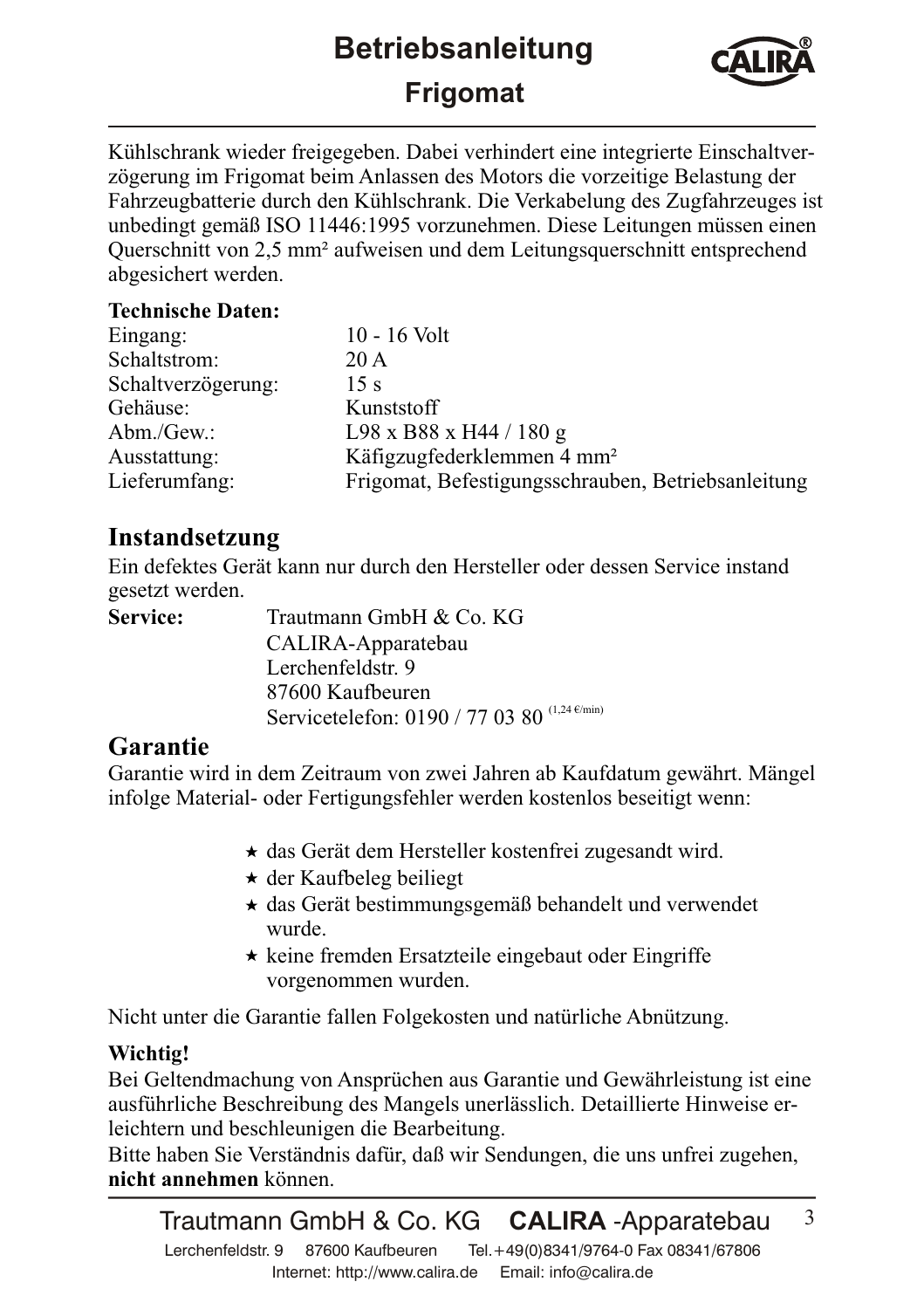Kühlschrank wieder freigegeben. Dabei verhindert eine integrierte Einschaltverzögerung im Frigomat beim Anlassen des Motors die vorzeitige Belastung der Fahrzeugbatterie durch den Kühlschrank. Die Verkabelung des Zugfahrzeuges ist unbedingt gemäß ISO 11446:1995 vorzunehmen. Diese Leitungen müssen einen Querschnitt von 2,5 mm² aufweisen und dem Leitungsquerschnitt entsprechend abgesichert werden.

**Technische Daten:**

| | |
|---|---|
| Eingang: | 10 - 16 Volt |
| Schaltstrom: | 20 A |
| Schaltverzögerung: | 15 s |
| Gehäuse: | Kunststoff |
| Abm./Gew.: | L98 x B88 x H44 / 180 g |
| Ausstattung: | Käfigzugfederklemmen 4 mm² |
| Lieferumfang: | Frigomat, Befestigungsschrauben, Betriebsanleitung |

## Instandsetzung

Ein defektes Gerät kann nur durch den Hersteller oder dessen Service instand gesetzt werden.

**Service:** Trautmann GmbH & Co. KG
CALIRA-Apparatebau
Lerchenfeldstr. 9
87600 Kaufbeuren
Servicetelefon: 0190 / 77 03 80 (1,24 €/min)

## Garantie

Garantie wird in dem Zeitraum von zwei Jahren ab Kaufdatum gewährt. Mängel infolge Material- oder Fertigungsfehler werden kostenlos beseitigt wenn:

- das Gerät dem Hersteller kostenfrei zugesandt wird.
- der Kaufbeleg beiliegt
- das Gerät bestimmungsgemäß behandelt und verwendet wurde.
- keine fremden Ersatzteile eingebaut oder Eingriffe vorgenommen wurden.

Nicht unter die Garantie fallen Folgekosten und natürliche Abnützung.

**Wichtig!**

Bei Geltendmachung von Ansprüchen aus Garantie und Gewährleistung ist eine ausführliche Beschreibung des Mangels unerlässlich. Detaillierte Hinweise erleichtern und beschleunigen die Bearbeitung.
Bitte haben Sie Verständnis dafür, daß wir Sendungen, die uns unfrei zugehen, **nicht annehmen** können.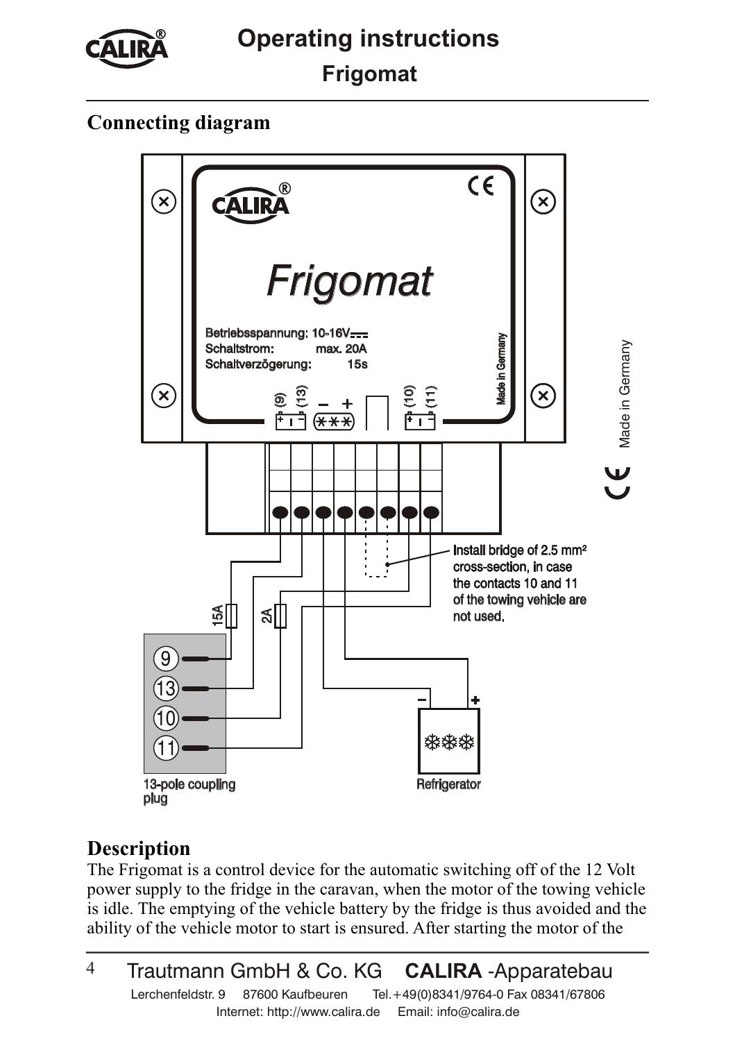# Operating instructions

## Frigomat

### Connecting diagram

Betriebsspannung: 10-16V
Schaltstrom: max. 20A
Schaltverzögerung: 15s

Made in Germany

Install bridge of 2.5 mm² cross-section, in case the contacts 10 and 11 of the towing vehicle are not used.

15A

2A

13-pole coupling plug

Refrigerator

### Description

The Frigomat is a control device for the automatic switching off of the 12 Volt power supply to the fridge in the caravan, when the motor of the towing vehicle is idle. The emptying of the vehicle battery by the fridge is thus avoided and the ability of the vehicle motor to start is ensured. After starting the motor of the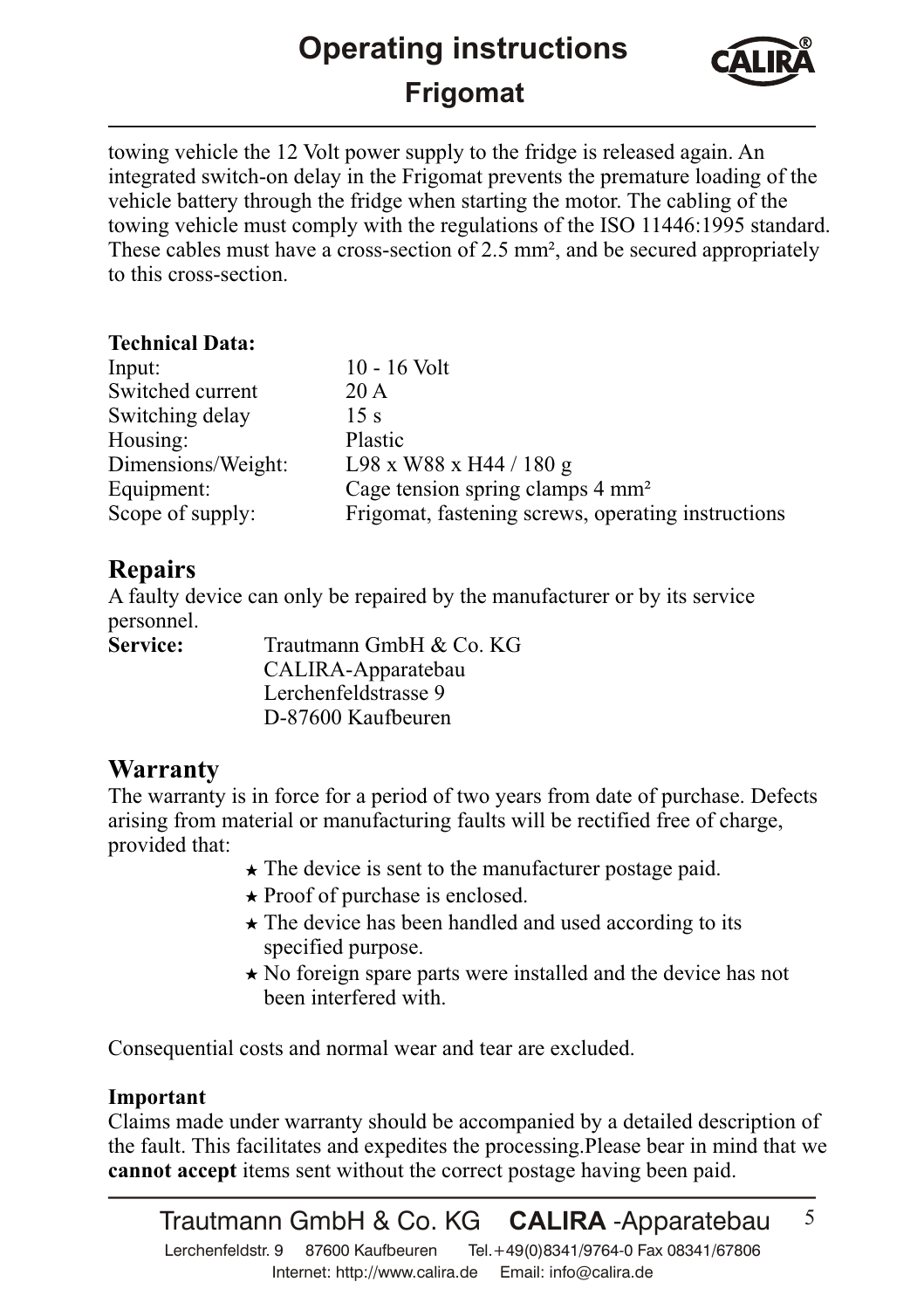towing vehicle the 12 Volt power supply to the fridge is released again. An integrated switch-on delay in the Frigomat prevents the premature loading of the vehicle battery through the fridge when starting the motor. The cabling of the towing vehicle must comply with the regulations of the ISO 11446:1995 standard. These cables must have a cross-section of 2.5 mm², and be secured appropriately to this cross-section.

**Technical Data:**

| | |
|---|---|
| Input: | 10 - 16 Volt |
| Switched current | 20 A |
| Switching delay | 15 s |
| Housing: | Plastic |
| Dimensions/Weight: | L98 x W88 x H44 / 180 g |
| Equipment: | Cage tension spring clamps 4 mm² |
| Scope of supply: | Frigomat, fastening screws, operating instructions |

## Repairs

A faulty device can only be repaired by the manufacturer or by its service personnel.

**Service:** Trautmann GmbH & Co. KG
CALIRA-Apparatebau
Lerchenfeldstrasse 9
D-87600 Kaufbeuren

## Warranty

The warranty is in force for a period of two years from date of purchase. Defects arising from material or manufacturing faults will be rectified free of charge, provided that:

- ★ The device is sent to the manufacturer postage paid.
- ★ Proof of purchase is enclosed.
- ★ The device has been handled and used according to its specified purpose.
- ★ No foreign spare parts were installed and the device has not been interfered with.

Consequential costs and normal wear and tear are excluded.

**Important**

Claims made under warranty should be accompanied by a detailed description of the fault. This facilitates and expedites the processing.Please bear in mind that we **cannot accept** items sent without the correct postage having been paid.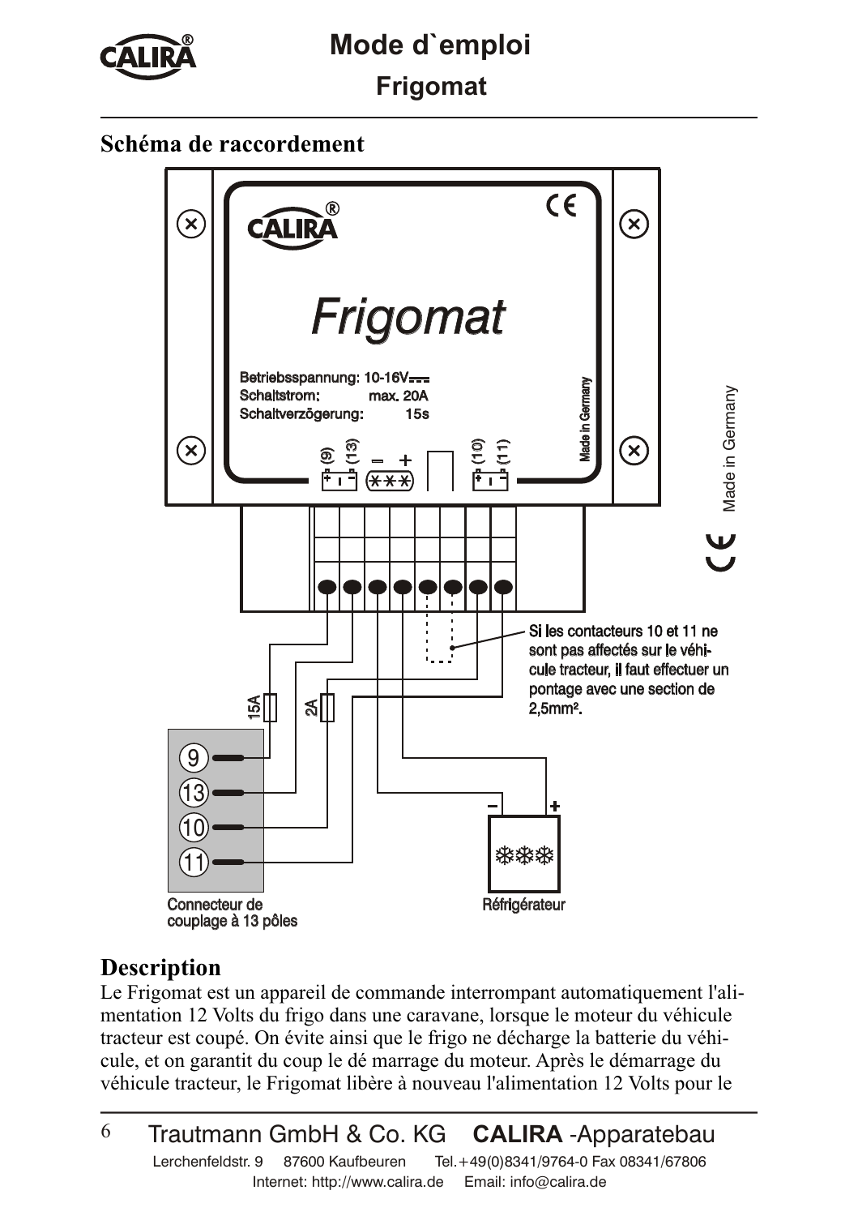# Mode d`emploi

## Frigomat

### Schéma de raccordement

Betriebsspannung: 10-16V
Schaltstrom: max. 20A
Schaltverzögerung: 15s

Si les contacteurs 10 et 11 ne sont pas affectés sur le véhicule tracteur, il faut effectuer un pontage avec une section de 2,5mm².

Connecteur de couplage à 13 pôles

Réfrigérateur

### Description

Le Frigomat est un appareil de commande interrompant automatiquement l'alimentation 12 Volts du frigo dans une caravane, lorsque le moteur du véhicule tracteur est coupé. On évite ainsi que le frigo ne décharge la batterie du véhicule, et on garantit du coup le dé marrage du moteur. Après le démarrage du véhicule tracteur, le Frigomat libère à nouveau l'alimentation 12 Volts pour le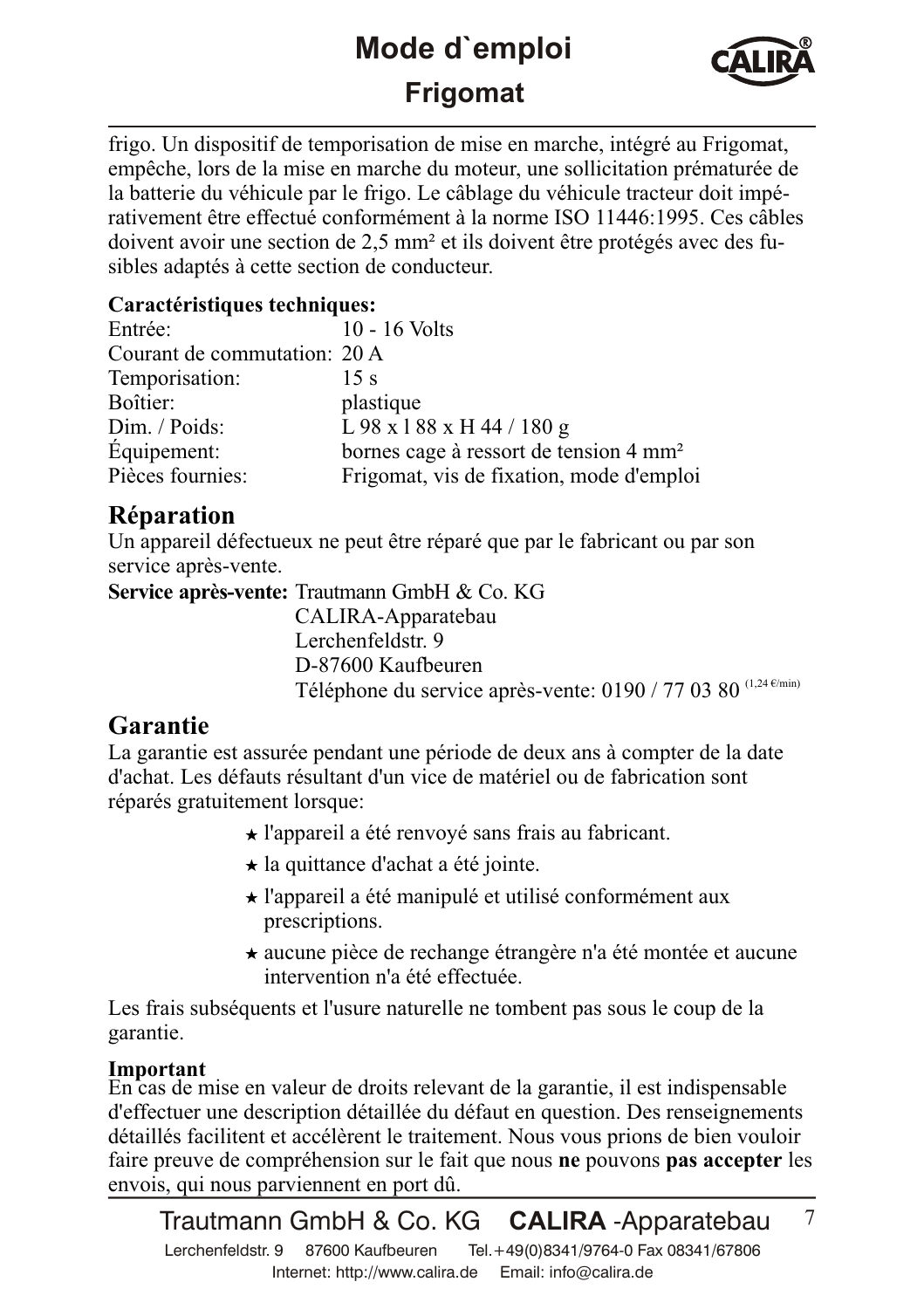frigo. Un dispositif de temporisation de mise en marche, intégré au Frigomat, empêche, lors de la mise en marche du moteur, une sollicitation prématurée de la batterie du véhicule par le frigo. Le câblage du véhicule tracteur doit impérativement être effectué conformément à la norme ISO 11446:1995. Ces câbles doivent avoir une section de 2,5 mm² et ils doivent être protégés avec des fusibles adaptés à cette section de conducteur.

**Caractéristiques techniques:**

| | |
|---|---|
| Entrée: | 10 - 16 Volts |
| Courant de commutation: | 20 A |
| Temporisation: | 15 s |
| Boîtier: | plastique |
| Dim. / Poids: | L 98 x l 88 x H 44 / 180 g |
| Équipement: | bornes cage à ressort de tension 4 mm² |
| Pièces fournies: | Frigomat, vis de fixation, mode d'emploi |

## Réparation

Un appareil défectueux ne peut être réparé que par le fabricant ou par son service après-vente.

**Service après-vente:** Trautmann GmbH & Co. KG
CALIRA-Apparatebau
Lerchenfeldstr. 9
D-87600 Kaufbeuren
Téléphone du service après-vente: 0190 / 77 03 80 (1,24 €/min)

## Garantie

La garantie est assurée pendant une période de deux ans à compter de la date d'achat. Les défauts résultant d'un vice de matériel ou de fabrication sont réparés gratuitement lorsque:

- l'appareil a été renvoyé sans frais au fabricant.
- la quittance d'achat a été jointe.
- l'appareil a été manipulé et utilisé conformément aux prescriptions.
- aucune pièce de rechange étrangère n'a été montée et aucune intervention n'a été effectuée.

Les frais subséquents et l'usure naturelle ne tombent pas sous le coup de la garantie.

**Important**
En cas de mise en valeur de droits relevant de la garantie, il est indispensable d'effectuer une description détaillée du défaut en question. Des renseignements détaillés facilitent et accélèrent le traitement. Nous vous prions de bien vouloir faire preuve de compréhension sur le fait que nous **ne** pouvons **pas accepter** les envois, qui nous parviennent en port dû.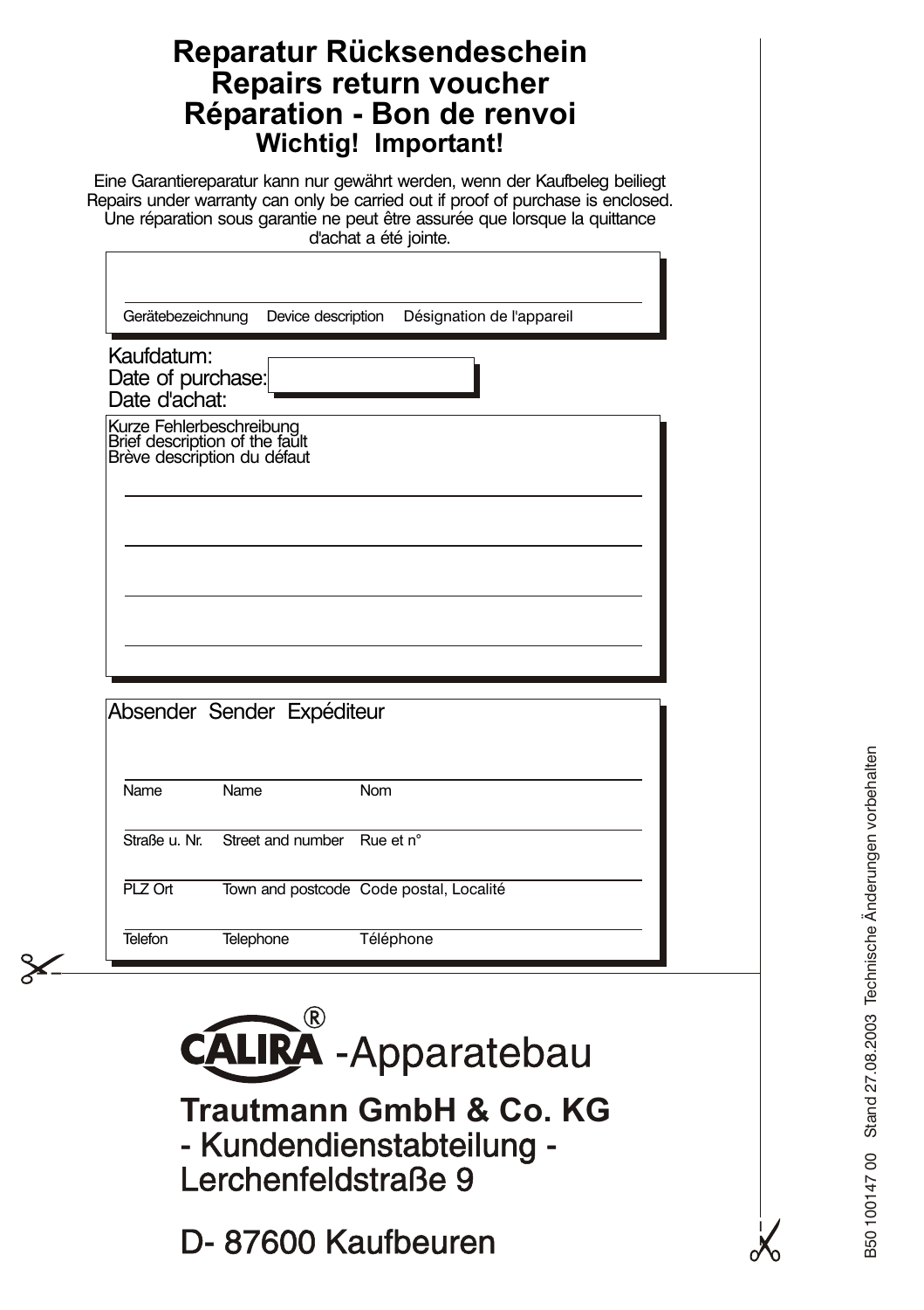# Reparatur Rücksendeschein
# Repairs return voucher
# Réparation - Bon de renvoi
## Wichtig! Important!

Eine Garantiereparatur kann nur gewährt werden, wenn der Kaufbeleg beiliegt
Repairs under warranty can only be carried out if proof of purchase is enclosed.
Une réparation sous garantie ne peut être assurée que lorsque la quittance d'achat a été jointe.

Gerätebezeichnung Device description Désignation de l'appareil

Kaufdatum:
Date of purchase:
Date d'achat:

Kurze Fehlerbeschreibung
Brief description of the fault
Brève description du défaut

Absender Sender Expéditeur

| | | |
|---|---|---|
| Name | Name | Nom |
| Straße u. Nr. | Street and number | Rue et n° |
| PLZ Ort | Town and postcode | Code postal, Localité |
| Telefon | Telephone | Téléphone |

CALIRA® -Apparatebau

**Trautmann GmbH & Co. KG**
- Kundendienstabteilung -
Lerchenfeldstraße 9

D- 87600 Kaufbeuren

B50 100147 00 Stand 27.08.2003 Technische Änderungen vorbehalten